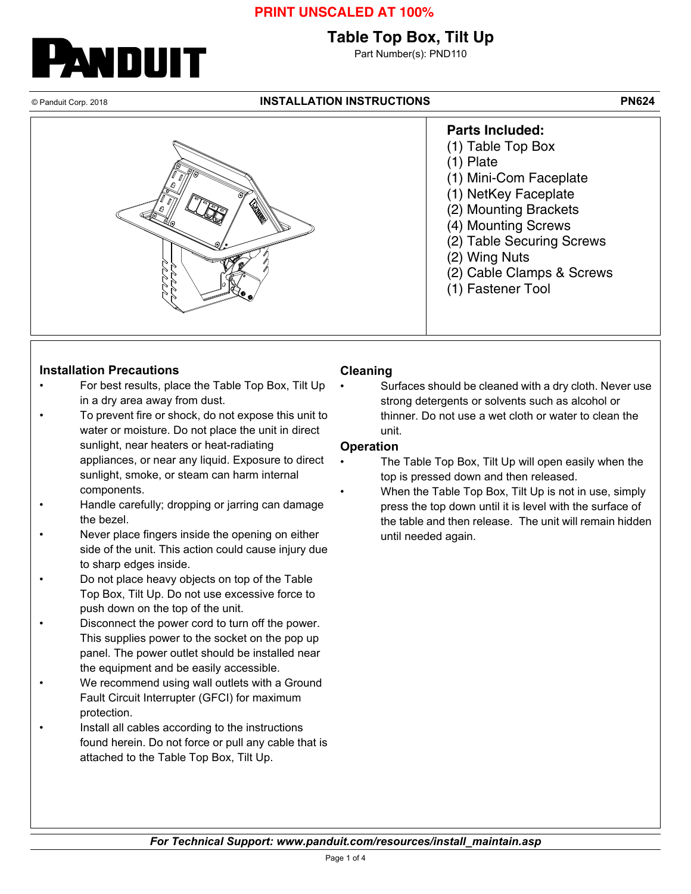**PRINT UNSCALED AT 100%**

# Table Top Box, Tilt Up

Part Number(s): PND110

© Panduit Corp. 2018 | **INSTALLATION INSTRUCTIONS** | **PN624**

**Parts Included:**

(1) Table Top Box
(1) Plate
(1) Mini-Com Faceplate
(1) NetKey Faceplate
(2) Mounting Brackets
(4) Mounting Screws
(2) Table Securing Screws
(2) Wing Nuts
(2) Cable Clamps & Screws
(1) Fastener Tool

## Installation Precautions

- For best results, place the Table Top Box, Tilt Up in a dry area away from dust.
- To prevent fire or shock, do not expose this unit to water or moisture. Do not place the unit in direct sunlight, near heaters or heat-radiating appliances, or near any liquid. Exposure to direct sunlight, smoke, or steam can harm internal components.
- Handle carefully; dropping or jarring can damage the bezel.
- Never place fingers inside the opening on either side of the unit. This action could cause injury due to sharp edges inside.
- Do not place heavy objects on top of the Table Top Box, Tilt Up. Do not use excessive force to push down on the top of the unit.
- Disconnect the power cord to turn off the power. This supplies power to the socket on the pop up panel. The power outlet should be installed near the equipment and be easily accessible.
- We recommend using wall outlets with a Ground Fault Circuit Interrupter (GFCI) for maximum protection.
- Install all cables according to the instructions found herein. Do not force or pull any cable that is attached to the Table Top Box, Tilt Up.

## Cleaning

- Surfaces should be cleaned with a dry cloth. Never use strong detergents or solvents such as alcohol or thinner. Do not use a wet cloth or water to clean the unit.

## Operation

- The Table Top Box, Tilt Up will open easily when the top is pressed down and then released.
- When the Table Top Box, Tilt Up is not in use, simply press the top down until it is level with the surface of the table and then release. The unit will remain hidden until needed again.

***For Technical Support: www.panduit.com/resources/install_maintain.asp***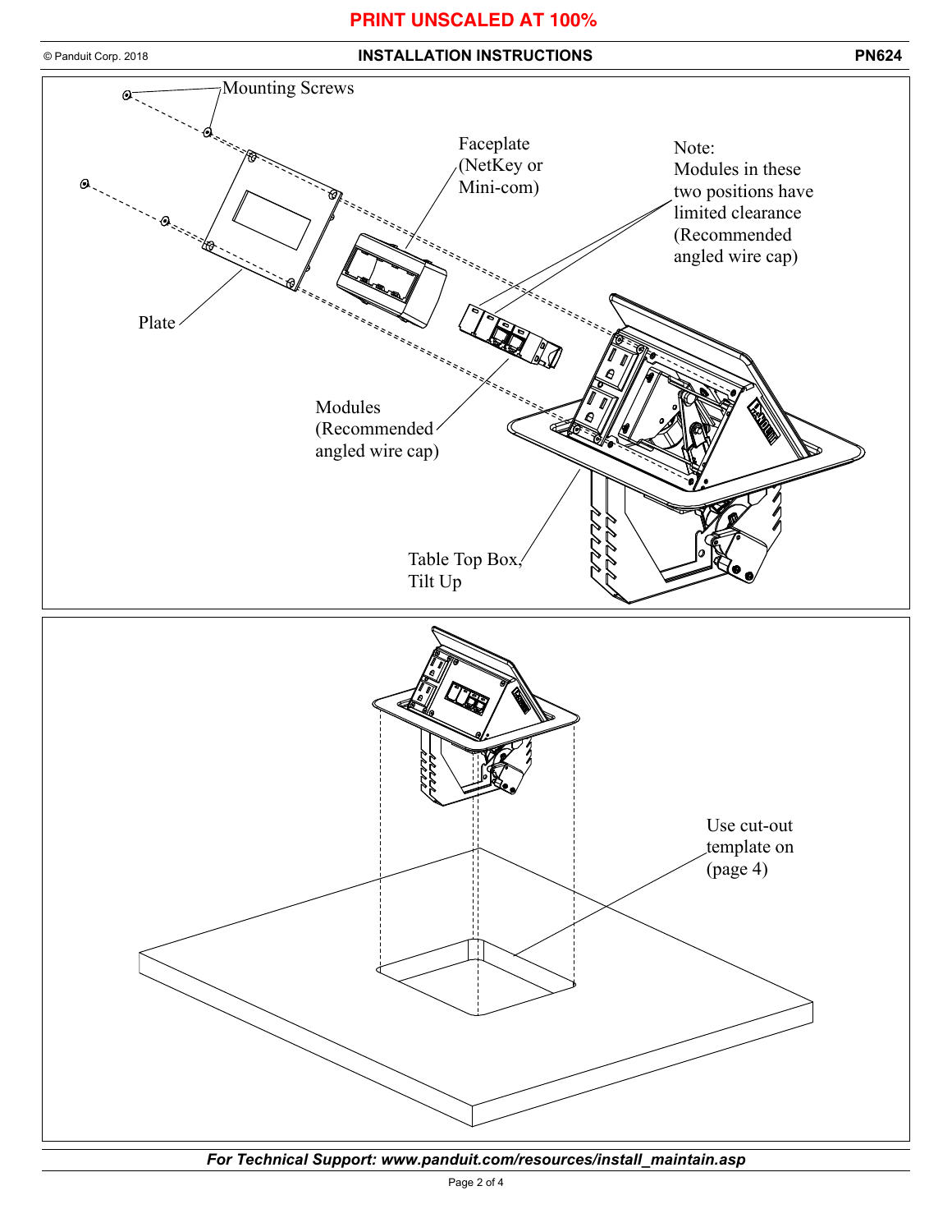**PRINT UNSCALED AT 100%**

Mounting Screws

Faceplate (NetKey or Mini-com)

Note:
Modules in these two positions have limited clearance (Recommended angled wire cap)

Plate

Modules (Recommended angled wire cap)

Table Top Box, Tilt Up

Use cut-out template on (page 4)

*For Technical Support: www.panduit.com/resources/install_maintain.asp*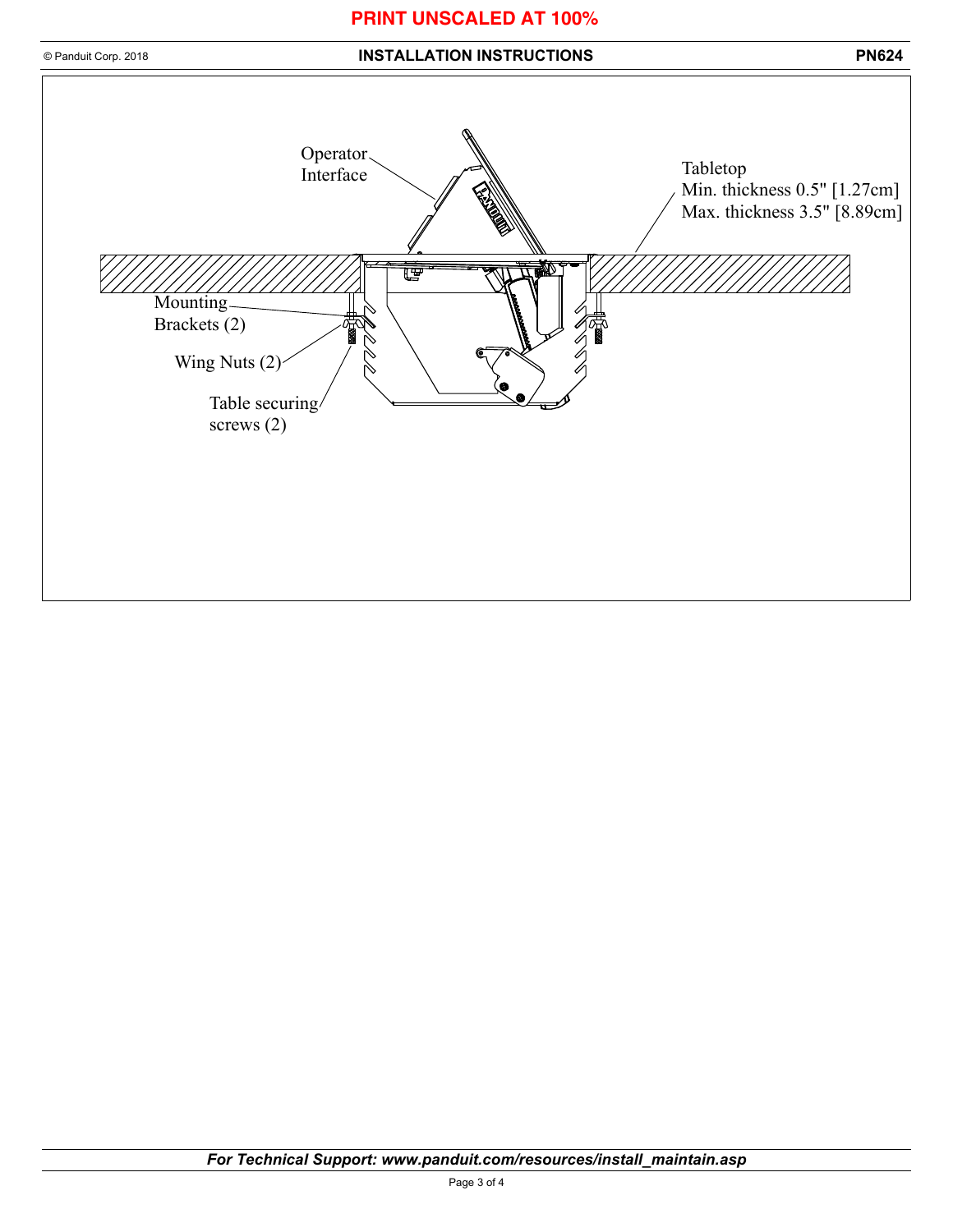**PRINT UNSCALED AT 100%**

Operator Interface

Tabletop
Min. thickness 0.5" [1.27cm]
Max. thickness 3.5" [8.89cm]

Mounting Brackets (2)

Wing Nuts (2)

Table securing screws (2)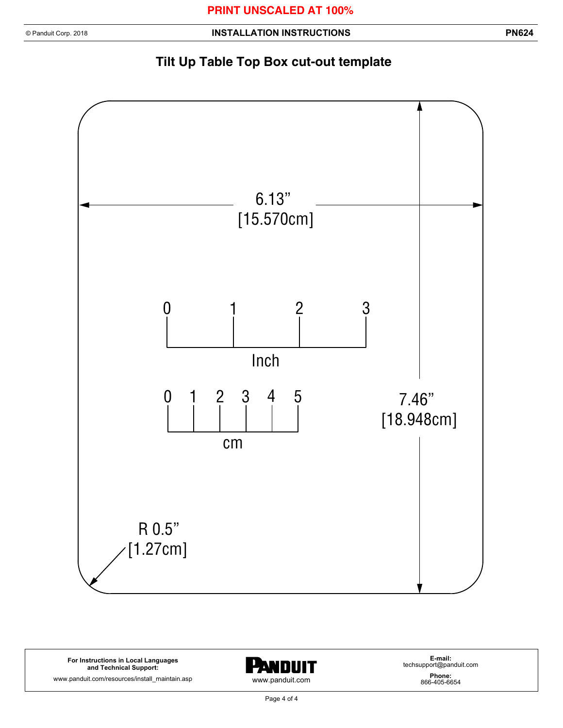**PRINT UNSCALED AT 100%**

# Tilt Up Table Top Box cut-out template

6.13”
[15.570cm]

0 1 2 3
Inch

0 1 2 3 4 5
cm

7.46”
[18.948cm]

R 0.5”
[1.27cm]

**For Instructions in Local Languages and Technical Support:**
www.panduit.com/resources/install_maintain.asp

PANDUIT
www.panduit.com

**E-mail:**
techsupport@panduit.com

**Phone:**
866-405-6654